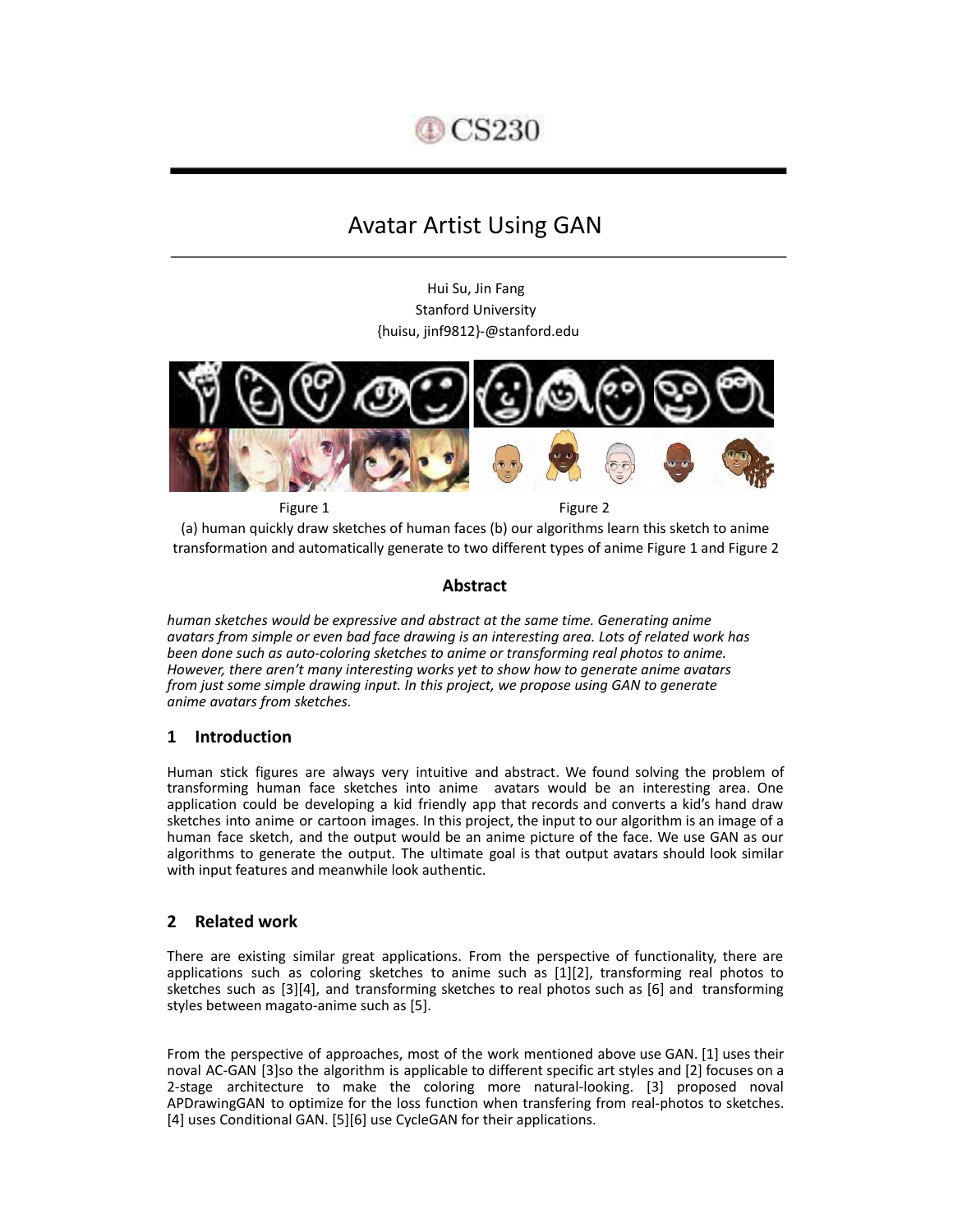CS230

# Avatar Artist Using GAN

Hui Su, Jin Fang
Stanford University
{huisu, jinf9812}-@stanford.edu

Figure 1 Figure 2

(a) human quickly draw sketches of human faces (b) our algorithms learn this sketch to anime transformation and automatically generate to two different types of anime Figure 1 and Figure 2

## Abstract

*human sketches would be expressive and abstract at the same time. Generating anime avatars from simple or even bad face drawing is an interesting area. Lots of related work has been done such as auto-coloring sketches to anime or transforming real photos to anime. However, there aren't many interesting works yet to show how to generate anime avatars from just some simple drawing input. In this project, we propose using GAN to generate anime avatars from sketches.*

## 1 Introduction

Human stick figures are always very intuitive and abstract. We found solving the problem of transforming human face sketches into anime avatars would be an interesting area. One application could be developing a kid friendly app that records and converts a kid's hand draw sketches into anime or cartoon images. In this project, the input to our algorithm is an image of a human face sketch, and the output would be an anime picture of the face. We use GAN as our algorithms to generate the output. The ultimate goal is that output avatars should look similar with input features and meanwhile look authentic.

## 2 Related work

There are existing similar great applications. From the perspective of functionality, there are applications such as coloring sketches to anime such as [1][2], transforming real photos to sketches such as [3][4], and transforming sketches to real photos such as [6] and transforming styles between magato-anime such as [5].

From the perspective of approaches, most of the work mentioned above use GAN. [1] uses their noval AC-GAN [3]so the algorithm is applicable to different specific art styles and [2] focuses on a 2-stage architecture to make the coloring more natural-looking. [3] proposed noval APDrawingGAN to optimize for the loss function when transfering from real-photos to sketches. [4] uses Conditional GAN. [5][6] use CycleGAN for their applications.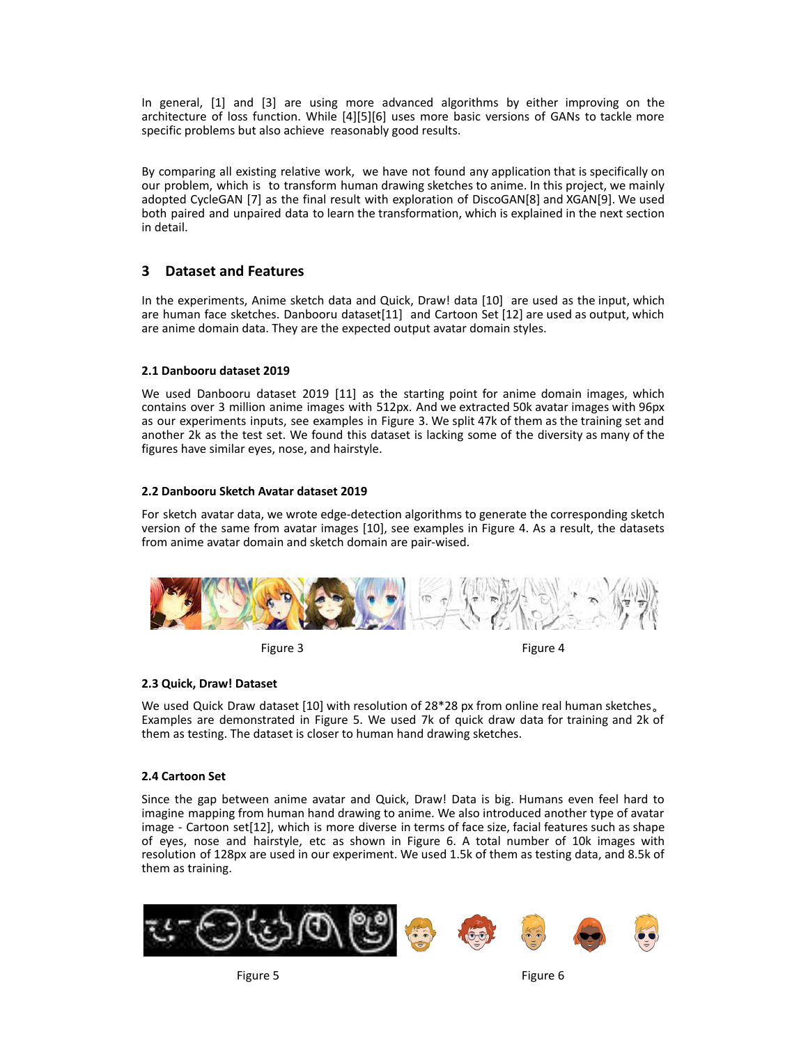In general, [1] and [3] are using more advanced algorithms by either improving on the architecture of loss function. While [4][5][6] uses more basic versions of GANs to tackle more specific problems but also achieve reasonably good results.

By comparing all existing relative work, we have not found any application that is specifically on our problem, which is to transform human drawing sketches to anime. In this project, we mainly adopted CycleGAN [7] as the final result with exploration of DiscoGAN[8] and XGAN[9]. We used both paired and unpaired data to learn the transformation, which is explained in the next section in detail.

## 3 Dataset and Features

In the experiments, Anime sketch data and Quick, Draw! data [10] are used as the input, which are human face sketches. Danbooru dataset[11] and Cartoon Set [12] are used as output, which are anime domain data. They are the expected output avatar domain styles.

### 2.1 Danbooru dataset 2019

We used Danbooru dataset 2019 [11] as the starting point for anime domain images, which contains over 3 million anime images with 512px. And we extracted 50k avatar images with 96px as our experiments inputs, see examples in Figure 3. We split 47k of them as the training set and another 2k as the test set. We found this dataset is lacking some of the diversity as many of the figures have similar eyes, nose, and hairstyle.

### 2.2 Danbooru Sketch Avatar dataset 2019

For sketch avatar data, we wrote edge-detection algorithms to generate the corresponding sketch version of the same from avatar images [10], see examples in Figure 4. As a result, the datasets from anime avatar domain and sketch domain are pair-wised.

Figure 3

Figure 4

### 2.3 Quick, Draw! Dataset

We used Quick Draw dataset [10] with resolution of 28*28 px from online real human sketches。Examples are demonstrated in Figure 5. We used 7k of quick draw data for training and 2k of them as testing. The dataset is closer to human hand drawing sketches.

### 2.4 Cartoon Set

Since the gap between anime avatar and Quick, Draw! Data is big. Humans even feel hard to imagine mapping from human hand drawing to anime. We also introduced another type of avatar image - Cartoon set[12], which is more diverse in terms of face size, facial features such as shape of eyes, nose and hairstyle, etc as shown in Figure 6. A total number of 10k images with resolution of 128px are used in our experiment. We used 1.5k of them as testing data, and 8.5k of them as training.

Figure 5

Figure 6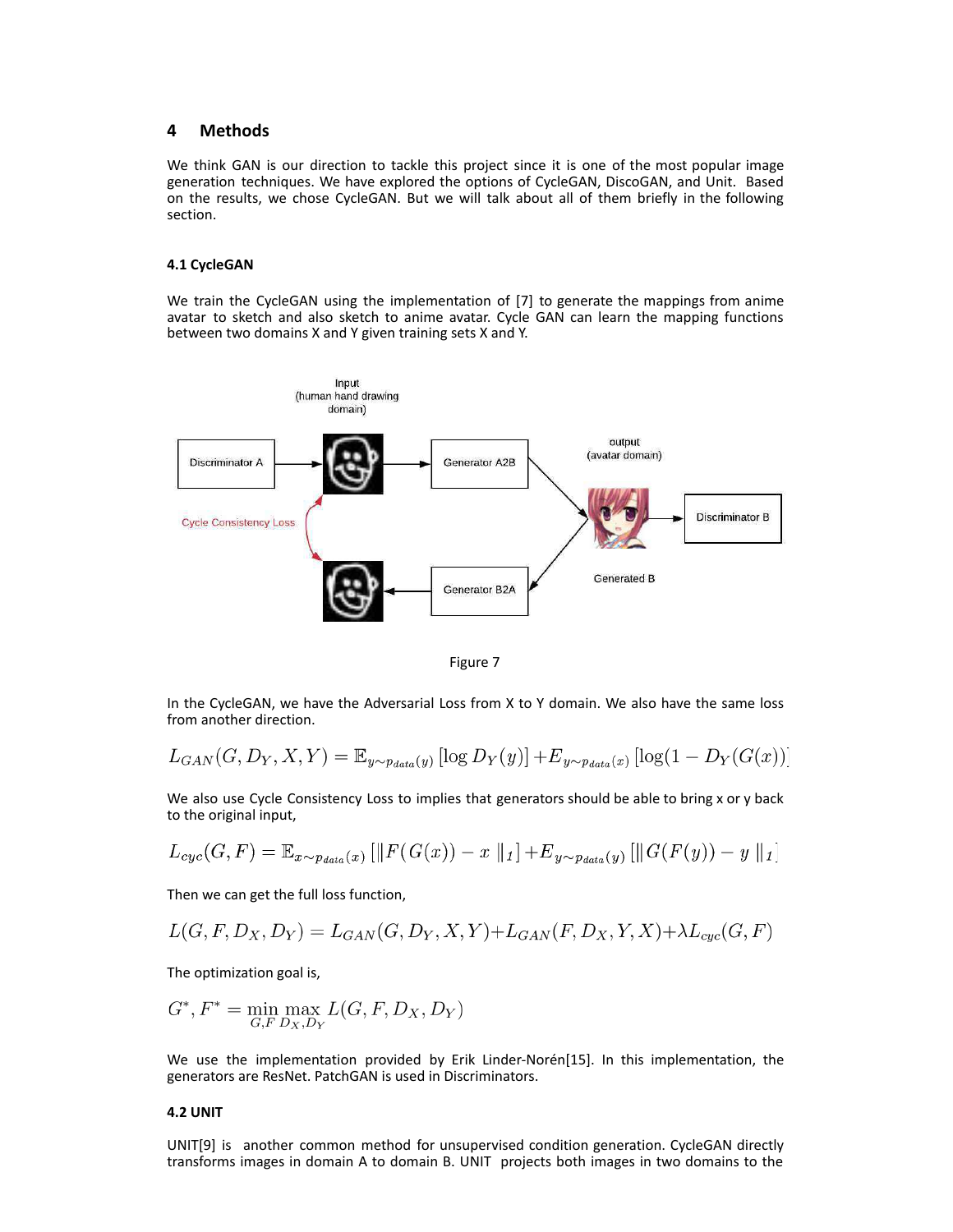# 4 Methods

We think GAN is our direction to tackle this project since it is one of the most popular image generation techniques. We have explored the options of CycleGAN, DiscoGAN, and Unit. Based on the results, we chose CycleGAN. But we will talk about all of them briefly in the following section.

### 4.1 CycleGAN

We train the CycleGAN using the implementation of [7] to generate the mappings from anime avatar to sketch and also sketch to anime avatar. Cycle GAN can learn the mapping functions between two domains X and Y given training sets X and Y.

Figure 7

In the CycleGAN, we have the Adversarial Loss from X to Y domain. We also have the same loss from another direction.

$$L_{GAN}(G, D_Y, X, Y) = \mathbb{E}_{y \sim p_{data}(y)}[\log D_Y(y)] + E_{y \sim p_{data}(x)}[\log(1 - D_Y(G(x))]$$

We also use Cycle Consistency Loss to implies that generators should be able to bring x or y back to the original input,

$$L_{cyc}(G, F) = \mathbb{E}_{x \sim p_{data}(x)}[\| F(G(x)) - x \|_1] + E_{y \sim p_{data}(y)}[\| G(F(y)) - y \|_1]$$

Then we can get the full loss function,

$$L(G, F, D_X, D_Y) = L_{GAN}(G, D_Y, X, Y) + L_{GAN}(F, D_X, Y, X) + \lambda L_{cyc}(G, F)$$

The optimization goal is,

$$G^*, F^* = \min_{G,F} \max_{D_X, D_Y} L(G, F, D_X, D_Y)$$

We use the implementation provided by Erik Linder-Norén[15]. In this implementation, the generators are ResNet. PatchGAN is used in Discriminators.

### 4.2 UNIT

UNIT[9] is another common method for unsupervised condition generation. CycleGAN directly transforms images in domain A to domain B. UNIT projects both images in two domains to the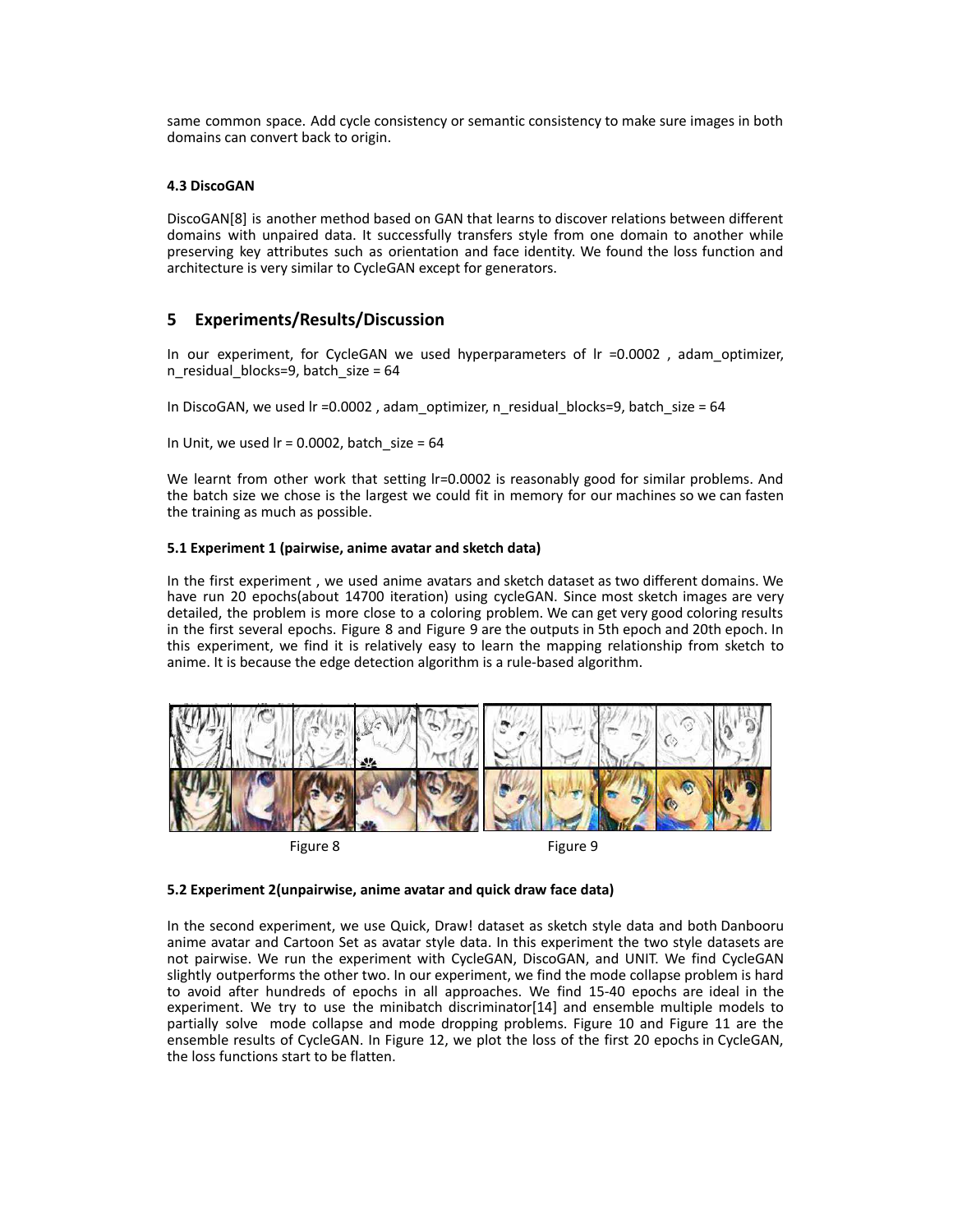same common space. Add cycle consistency or semantic consistency to make sure images in both domains can convert back to origin.

#### 4.3 DiscoGAN

DiscoGAN[8] is another method based on GAN that learns to discover relations between different domains with unpaired data. It successfully transfers style from one domain to another while preserving key attributes such as orientation and face identity. We found the loss function and architecture is very similar to CycleGAN except for generators.

## 5 Experiments/Results/Discussion

In our experiment, for CycleGAN we used hyperparameters of lr =0.0002 , adam_optimizer, n_residual_blocks=9, batch_size = 64

In DiscoGAN, we used lr =0.0002 , adam_optimizer, n_residual_blocks=9, batch_size = 64

In Unit, we used lr = 0.0002, batch_size = 64

We learnt from other work that setting lr=0.0002 is reasonably good for similar problems. And the batch size we chose is the largest we could fit in memory for our machines so we can fasten the training as much as possible.

#### 5.1 Experiment 1 (pairwise, anime avatar and sketch data)

In the first experiment , we used anime avatars and sketch dataset as two different domains. We have run 20 epochs(about 14700 iteration) using cycleGAN. Since most sketch images are very detailed, the problem is more close to a coloring problem. We can get very good coloring results in the first several epochs. Figure 8 and Figure 9 are the outputs in 5th epoch and 20th epoch. In this experiment, we find it is relatively easy to learn the mapping relationship from sketch to anime. It is because the edge detection algorithm is a rule-based algorithm.

Figure 8

Figure 9

#### 5.2 Experiment 2(unpairwise, anime avatar and quick draw face data)

In the second experiment, we use Quick, Draw! dataset as sketch style data and both Danbooru anime avatar and Cartoon Set as avatar style data. In this experiment the two style datasets are not pairwise. We run the experiment with CycleGAN, DiscoGAN, and UNIT. We find CycleGAN slightly outperforms the other two. In our experiment, we find the mode collapse problem is hard to avoid after hundreds of epochs in all approaches. We find 15-40 epochs are ideal in the experiment. We try to use the minibatch discriminator[14] and ensemble multiple models to partially solve mode collapse and mode dropping problems. Figure 10 and Figure 11 are the ensemble results of CycleGAN. In Figure 12, we plot the loss of the first 20 epochs in CycleGAN, the loss functions start to be flatten.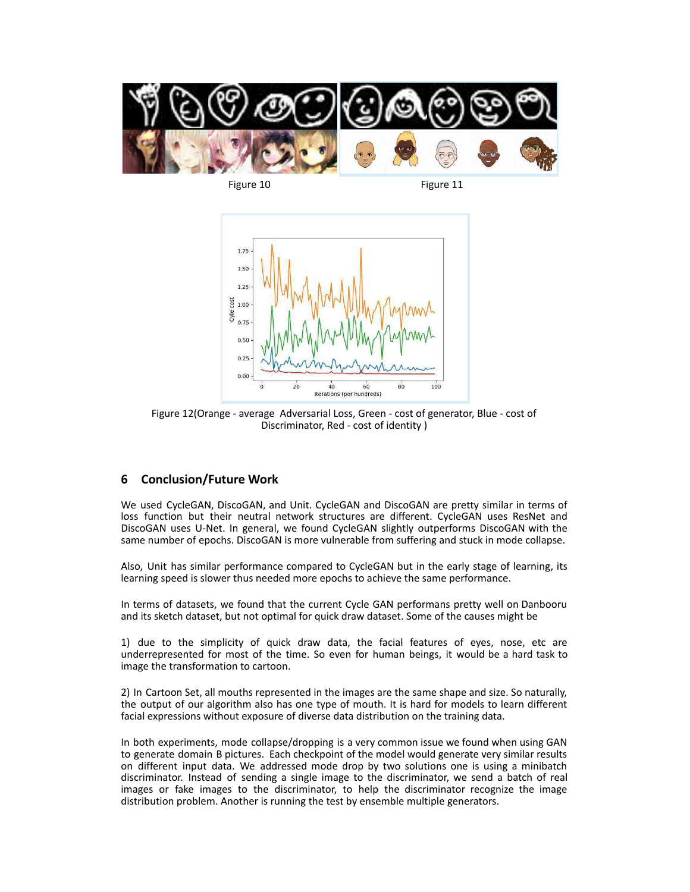Figure 10

Figure 11

Figure 12(Orange - average Adversarial Loss, Green - cost of generator, Blue - cost of Discriminator, Red - cost of identity )

## 6 Conclusion/Future Work

We used CycleGAN, DiscoGAN, and Unit. CycleGAN and DiscoGAN are pretty similar in terms of loss function but their neutral network structures are different. CycleGAN uses ResNet and DiscoGAN uses U-Net. In general, we found CycleGAN slightly outperforms DiscoGAN with the same number of epochs. DiscoGAN is more vulnerable from suffering and stuck in mode collapse.

Also, Unit has similar performance compared to CycleGAN but in the early stage of learning, its learning speed is slower thus needed more epochs to achieve the same performance.

In terms of datasets, we found that the current Cycle GAN performans pretty well on Danbooru and its sketch dataset, but not optimal for quick draw dataset. Some of the causes might be

1) due to the simplicity of quick draw data, the facial features of eyes, nose, etc are underrepresented for most of the time. So even for human beings, it would be a hard task to image the transformation to cartoon.

2) In Cartoon Set, all mouths represented in the images are the same shape and size. So naturally, the output of our algorithm also has one type of mouth. It is hard for models to learn different facial expressions without exposure of diverse data distribution on the training data.

In both experiments, mode collapse/dropping is a very common issue we found when using GAN to generate domain B pictures. Each checkpoint of the model would generate very similar results on different input data. We addressed mode drop by two solutions one is using a minibatch discriminator. Instead of sending a single image to the discriminator, we send a batch of real images or fake images to the discriminator, to help the discriminator recognize the image distribution problem. Another is running the test by ensemble multiple generators.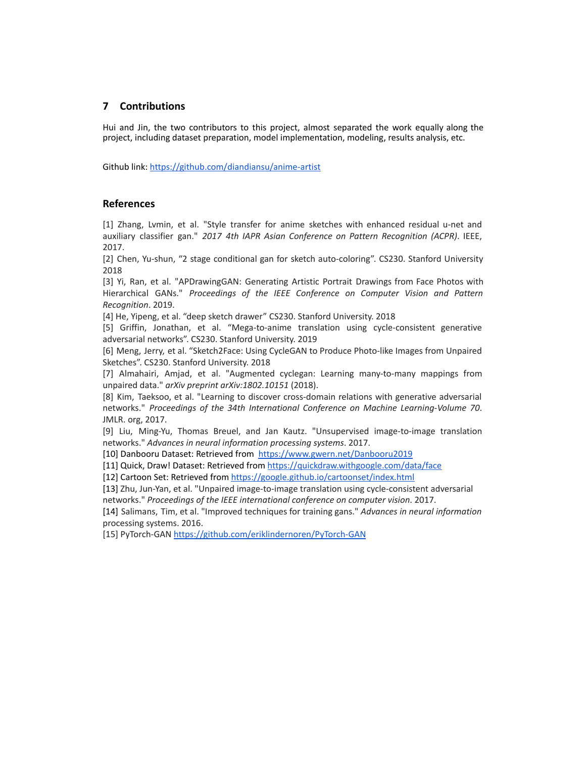## 7 Contributions

Hui and Jin, the two contributors to this project, almost separated the work equally along the project, including dataset preparation, model implementation, modeling, results analysis, etc.

Github link: https://github.com/diandiansu/anime-artist

## References

[1] Zhang, Lvmin, et al. "Style transfer for anime sketches with enhanced residual u-net and auxiliary classifier gan." *2017 4th IAPR Asian Conference on Pattern Recognition (ACPR)*. IEEE, 2017.

[2] Chen, Yu-shun, "2 stage conditional gan for sketch auto-coloring". CS230. Stanford University 2018

[3] Yi, Ran, et al. "APDrawingGAN: Generating Artistic Portrait Drawings from Face Photos with Hierarchical GANs." *Proceedings of the IEEE Conference on Computer Vision and Pattern Recognition*. 2019.

[4] He, Yipeng, et al. "deep sketch drawer" CS230. Stanford University. 2018

[5] Griffin, Jonathan, et al. "Mega-to-anime translation using cycle-consistent generative adversarial networks". CS230. Stanford University. 2019

[6] Meng, Jerry, et al. "Sketch2Face: Using CycleGAN to Produce Photo-like Images from Unpaired Sketches". CS230. Stanford University. 2018

[7] Almahairi, Amjad, et al. "Augmented cyclegan: Learning many-to-many mappings from unpaired data." *arXiv preprint arXiv:1802.10151* (2018).

[8] Kim, Taeksoo, et al. "Learning to discover cross-domain relations with generative adversarial networks." *Proceedings of the 34th International Conference on Machine Learning-Volume 70*. JMLR. org, 2017.

[9] Liu, Ming-Yu, Thomas Breuel, and Jan Kautz. "Unsupervised image-to-image translation networks." *Advances in neural information processing systems*. 2017.

[10] Danbooru Dataset: Retrieved from https://www.gwern.net/Danbooru2019

[11] Quick, Draw! Dataset: Retrieved from https://quickdraw.withgoogle.com/data/face

[12] Cartoon Set: Retrieved from https://google.github.io/cartoonset/index.html

[13] Zhu, Jun-Yan, et al. "Unpaired image-to-image translation using cycle-consistent adversarial networks." *Proceedings of the IEEE international conference on computer vision*. 2017.

[14] Salimans, Tim, et al. "Improved techniques for training gans." *Advances in neural information* processing systems. 2016.

[15] PyTorch-GAN https://github.com/eriklindernoren/PyTorch-GAN